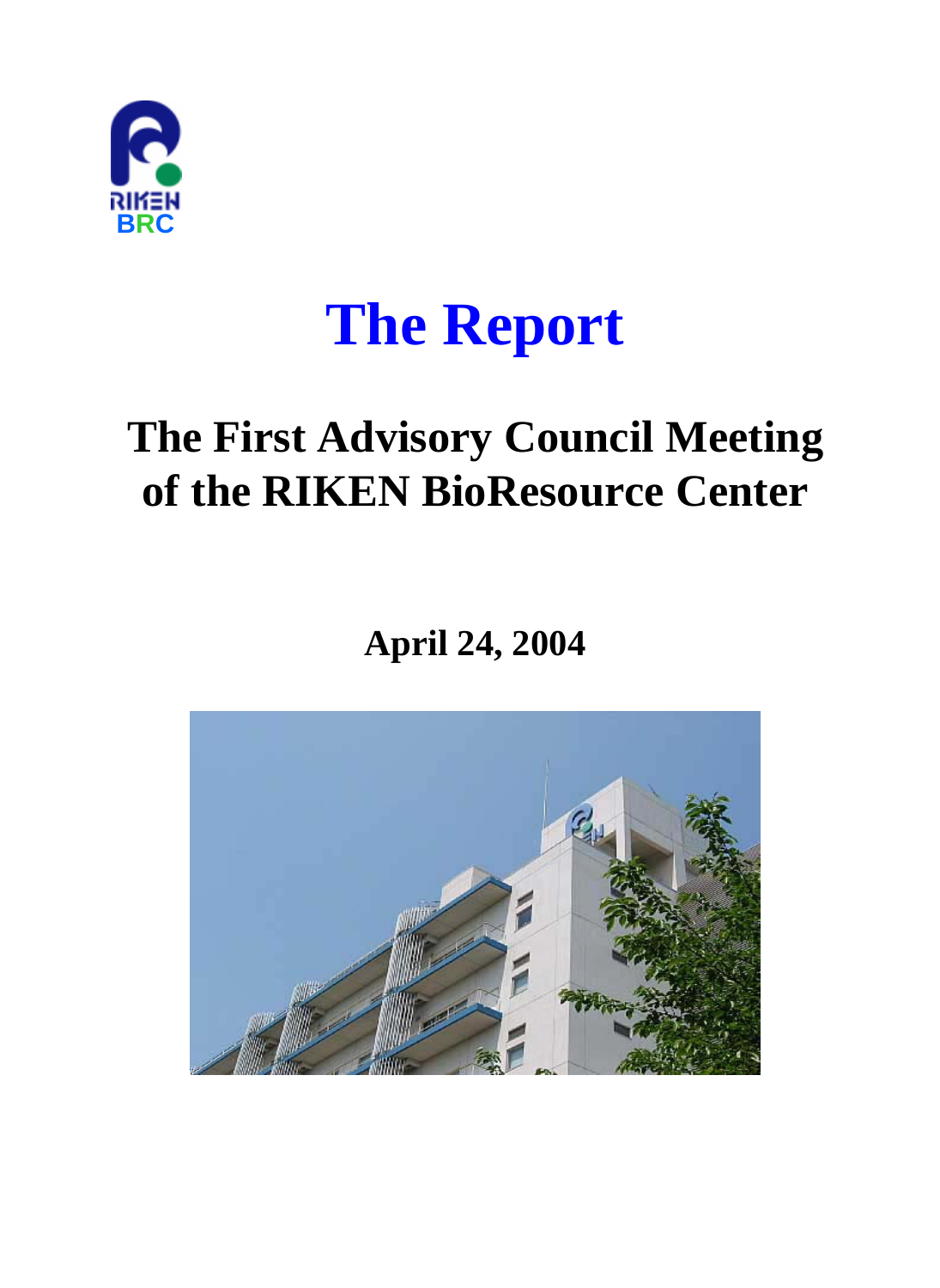# The Report

## The First Advisory Council Meeting of the RIKEN BioResource Center

**April 24, 2004**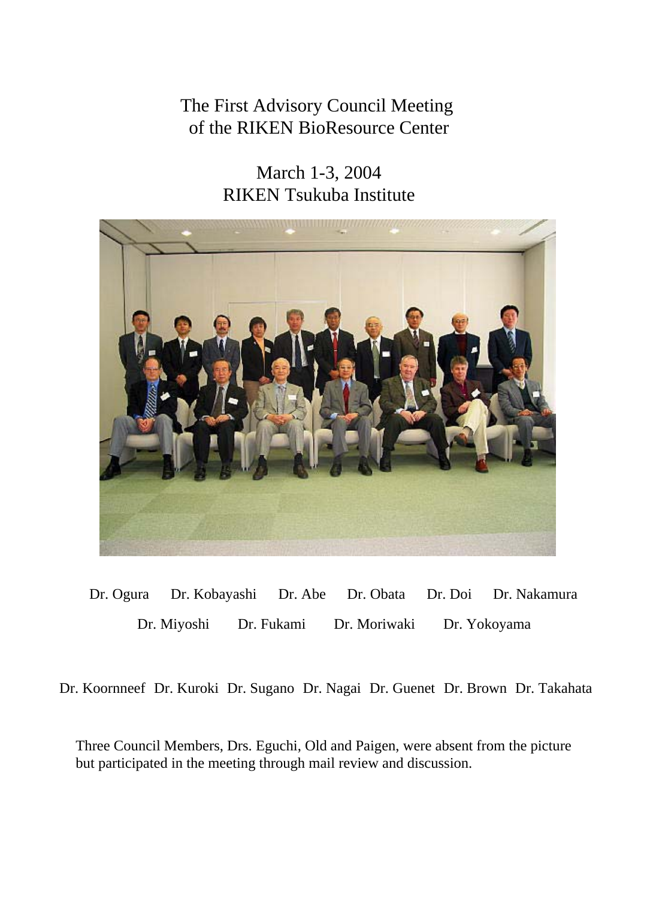The First Advisory Council Meeting
of the RIKEN BioResource Center

March 1-3, 2004
RIKEN Tsukuba Institute

Dr. Ogura Dr. Kobayashi Dr. Abe Dr. Obata Dr. Doi Dr. Nakamura
Dr. Miyoshi Dr. Fukami Dr. Moriwaki Dr. Yokoyama

Dr. Koornneef Dr. Kuroki Dr. Sugano Dr. Nagai Dr. Guenet Dr. Brown Dr. Takahata

Three Council Members, Drs. Eguchi, Old and Paigen, were absent from the picture but participated in the meeting through mail review and discussion.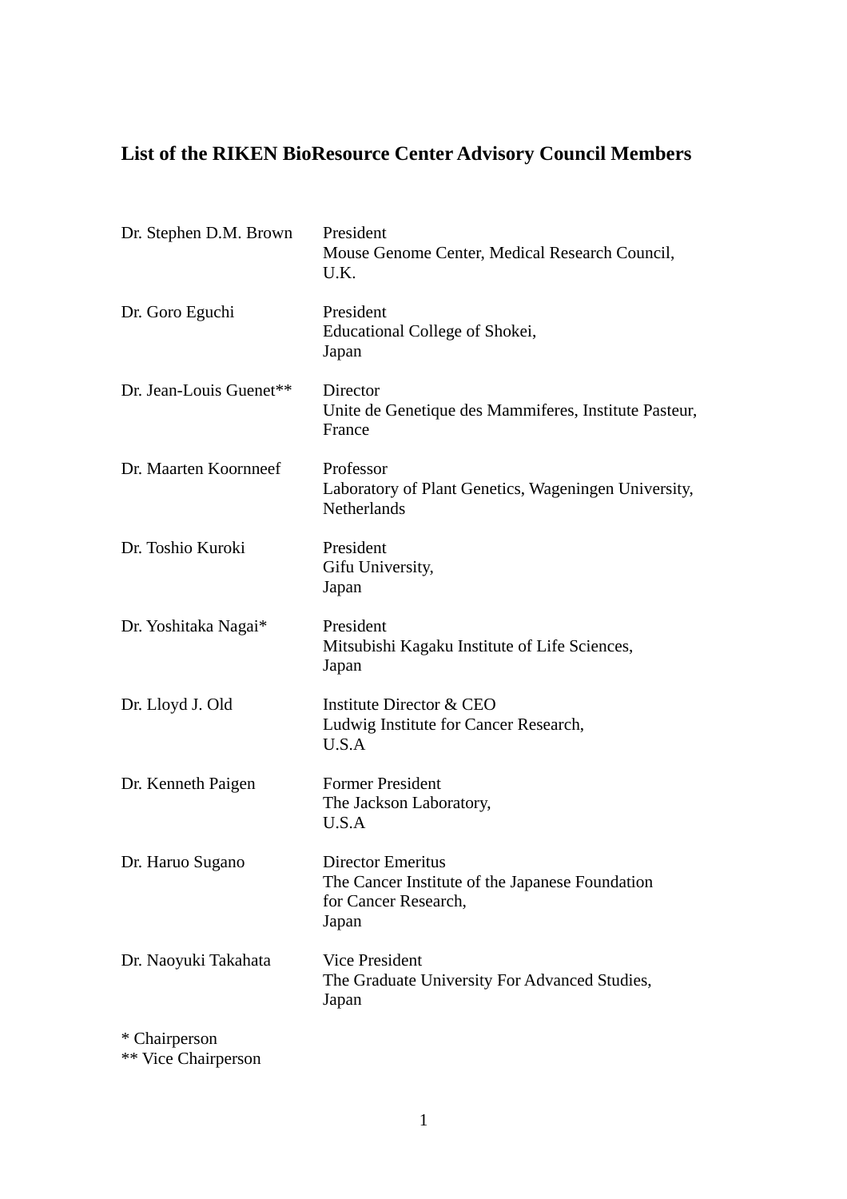# List of the RIKEN BioResource Center Advisory Council Members

| | |
|---|---|
| Dr. Stephen D.M. Brown | President<br>Mouse Genome Center, Medical Research Council,<br>U.K. |
| Dr. Goro Eguchi | President<br>Educational College of Shokei,<br>Japan |
| Dr. Jean-Louis Guenet** | Director<br>Unite de Genetique des Mammiferes, Institute Pasteur,<br>France |
| Dr. Maarten Koornneef | Professor<br>Laboratory of Plant Genetics, Wageningen University,<br>Netherlands |
| Dr. Toshio Kuroki | President<br>Gifu University,<br>Japan |
| Dr. Yoshitaka Nagai* | President<br>Mitsubishi Kagaku Institute of Life Sciences,<br>Japan |
| Dr. Lloyd J. Old | Institute Director & CEO<br>Ludwig Institute for Cancer Research,<br>U.S.A |
| Dr. Kenneth Paigen | Former President<br>The Jackson Laboratory,<br>U.S.A |
| Dr. Haruo Sugano | Director Emeritus<br>The Cancer Institute of the Japanese Foundation for Cancer Research,<br>Japan |
| Dr. Naoyuki Takahata | Vice President<br>The Graduate University For Advanced Studies,<br>Japan |

\* Chairperson
\*\* Vice Chairperson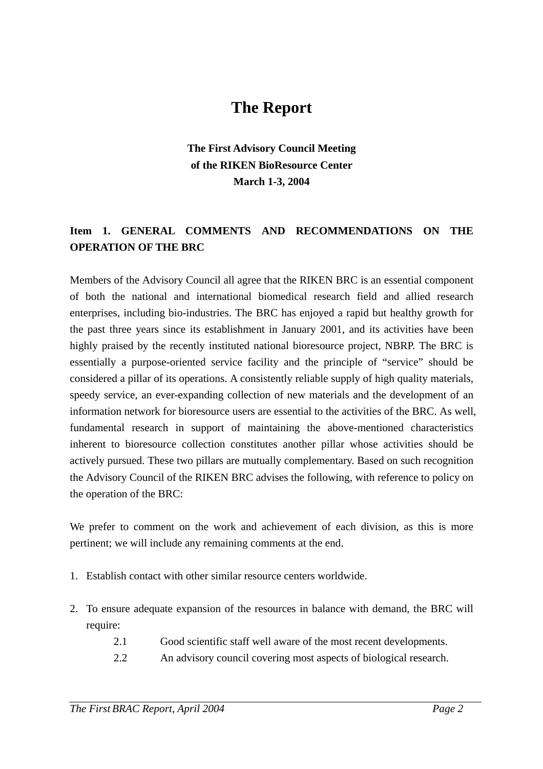# The Report

**The First Advisory Council Meeting**
**of the RIKEN BioResource Center**
**March 1-3, 2004**

## Item 1. GENERAL COMMENTS AND RECOMMENDATIONS ON THE OPERATION OF THE BRC

Members of the Advisory Council all agree that the RIKEN BRC is an essential component of both the national and international biomedical research field and allied research enterprises, including bio-industries. The BRC has enjoyed a rapid but healthy growth for the past three years since its establishment in January 2001, and its activities have been highly praised by the recently instituted national bioresource project, NBRP. The BRC is essentially a purpose-oriented service facility and the principle of "service" should be considered a pillar of its operations. A consistently reliable supply of high quality materials, speedy service, an ever-expanding collection of new materials and the development of an information network for bioresource users are essential to the activities of the BRC. As well, fundamental research in support of maintaining the above-mentioned characteristics inherent to bioresource collection constitutes another pillar whose activities should be actively pursued. These two pillars are mutually complementary. Based on such recognition the Advisory Council of the RIKEN BRC advises the following, with reference to policy on the operation of the BRC:

We prefer to comment on the work and achievement of each division, as this is more pertinent; we will include any remaining comments at the end.

1. Establish contact with other similar resource centers worldwide.

2. To ensure adequate expansion of the resources in balance with demand, the BRC will require:
   - 2.1 Good scientific staff well aware of the most recent developments.
   - 2.2 An advisory council covering most aspects of biological research.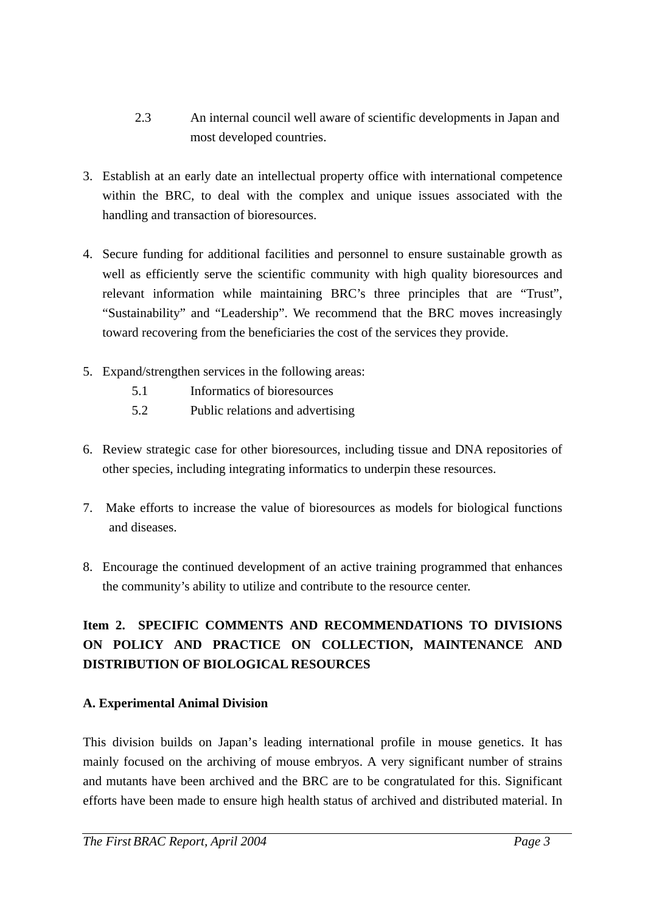2.3 An internal council well aware of scientific developments in Japan and most developed countries.

3. Establish at an early date an intellectual property office with international competence within the BRC, to deal with the complex and unique issues associated with the handling and transaction of bioresources.

4. Secure funding for additional facilities and personnel to ensure sustainable growth as well as efficiently serve the scientific community with high quality bioresources and relevant information while maintaining BRC's three principles that are "Trust", "Sustainability" and "Leadership". We recommend that the BRC moves increasingly toward recovering from the beneficiaries the cost of the services they provide.

5. Expand/strengthen services in the following areas:
   - 5.1 Informatics of bioresources
   - 5.2 Public relations and advertising

6. Review strategic case for other bioresources, including tissue and DNA repositories of other species, including integrating informatics to underpin these resources.

7. Make efforts to increase the value of bioresources as models for biological functions and diseases.

8. Encourage the continued development of an active training programmed that enhances the community's ability to utilize and contribute to the resource center.

**Item 2. SPECIFIC COMMENTS AND RECOMMENDATIONS TO DIVISIONS ON POLICY AND PRACTICE ON COLLECTION, MAINTENANCE AND DISTRIBUTION OF BIOLOGICAL RESOURCES**

**A. Experimental Animal Division**

This division builds on Japan's leading international profile in mouse genetics. It has mainly focused on the archiving of mouse embryos. A very significant number of strains and mutants have been archived and the BRC are to be congratulated for this. Significant efforts have been made to ensure high health status of archived and distributed material. In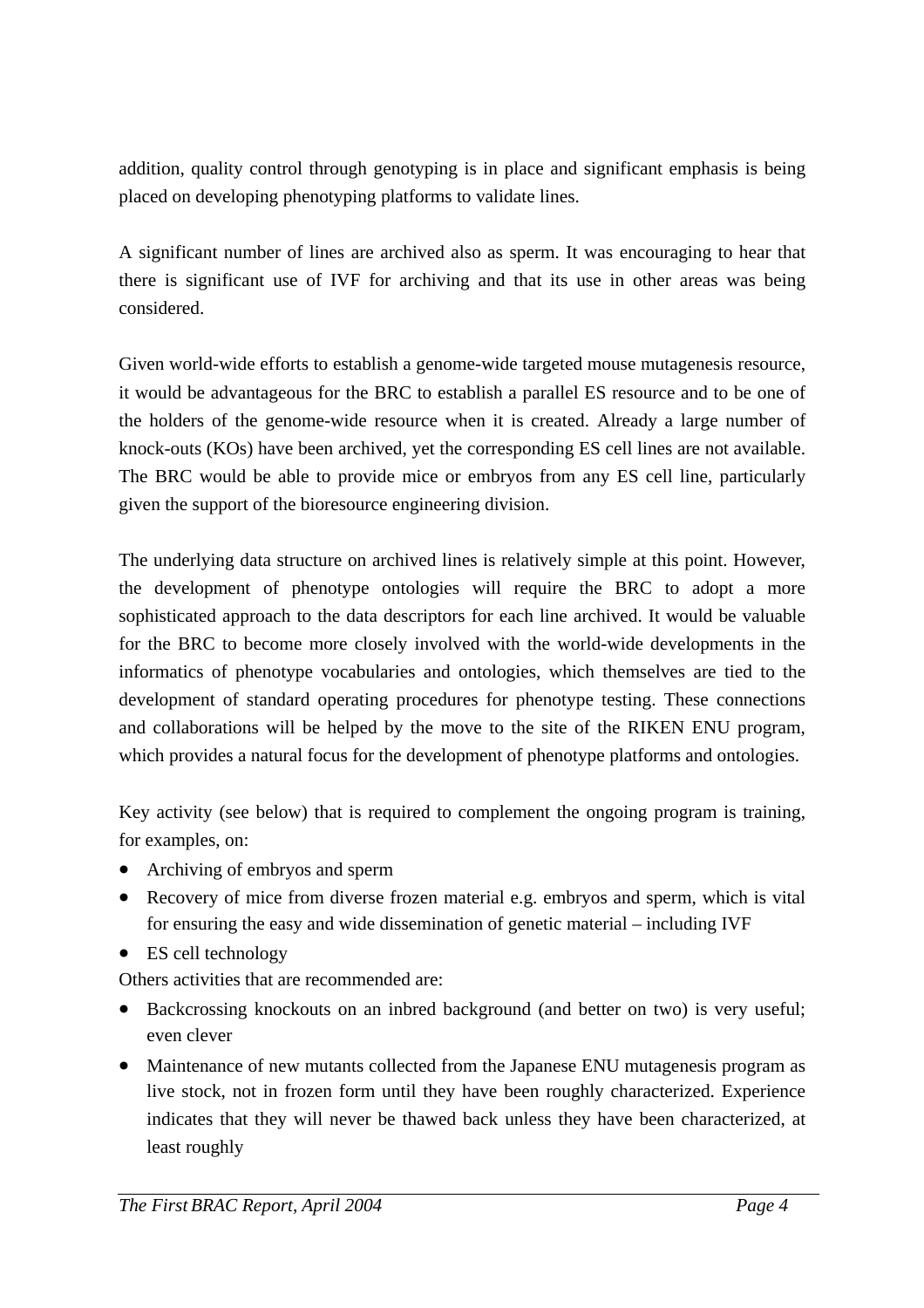addition, quality control through genotyping is in place and significant emphasis is being placed on developing phenotyping platforms to validate lines.

A significant number of lines are archived also as sperm. It was encouraging to hear that there is significant use of IVF for archiving and that its use in other areas was being considered.

Given world-wide efforts to establish a genome-wide targeted mouse mutagenesis resource, it would be advantageous for the BRC to establish a parallel ES resource and to be one of the holders of the genome-wide resource when it is created. Already a large number of knock-outs (KOs) have been archived, yet the corresponding ES cell lines are not available. The BRC would be able to provide mice or embryos from any ES cell line, particularly given the support of the bioresource engineering division.

The underlying data structure on archived lines is relatively simple at this point. However, the development of phenotype ontologies will require the BRC to adopt a more sophisticated approach to the data descriptors for each line archived. It would be valuable for the BRC to become more closely involved with the world-wide developments in the informatics of phenotype vocabularies and ontologies, which themselves are tied to the development of standard operating procedures for phenotype testing. These connections and collaborations will be helped by the move to the site of the RIKEN ENU program, which provides a natural focus for the development of phenotype platforms and ontologies.

Key activity (see below) that is required to complement the ongoing program is training, for examples, on:

- Archiving of embryos and sperm
- Recovery of mice from diverse frozen material e.g. embryos and sperm, which is vital for ensuring the easy and wide dissemination of genetic material – including IVF
- ES cell technology

Others activities that are recommended are:

- Backcrossing knockouts on an inbred background (and better on two) is very useful; even clever
- Maintenance of new mutants collected from the Japanese ENU mutagenesis program as live stock, not in frozen form until they have been roughly characterized. Experience indicates that they will never be thawed back unless they have been characterized, at least roughly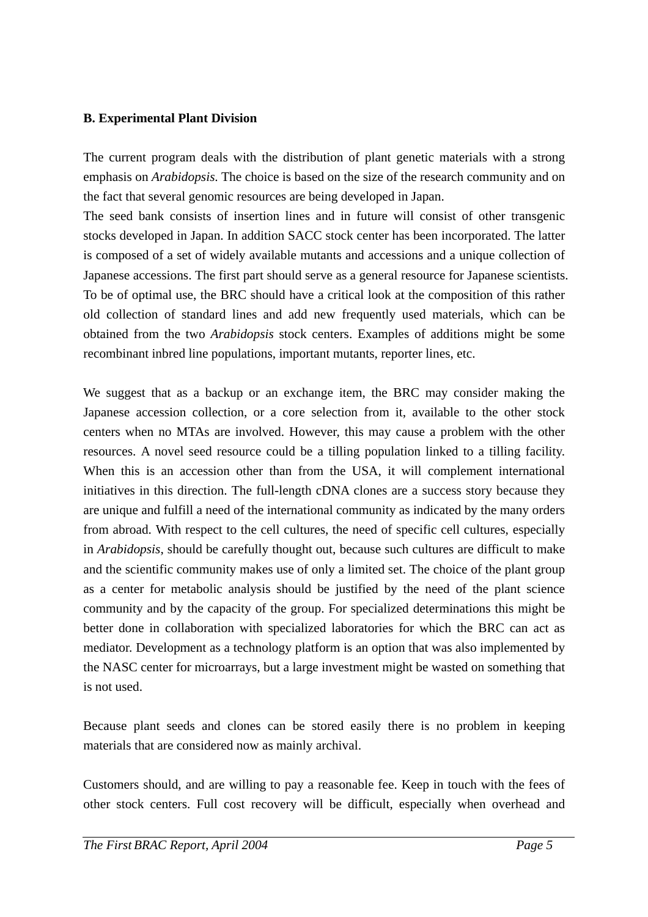**B. Experimental Plant Division**

The current program deals with the distribution of plant genetic materials with a strong emphasis on *Arabidopsis*. The choice is based on the size of the research community and on the fact that several genomic resources are being developed in Japan.
The seed bank consists of insertion lines and in future will consist of other transgenic stocks developed in Japan. In addition SACC stock center has been incorporated. The latter is composed of a set of widely available mutants and accessions and a unique collection of Japanese accessions. The first part should serve as a general resource for Japanese scientists. To be of optimal use, the BRC should have a critical look at the composition of this rather old collection of standard lines and add new frequently used materials, which can be obtained from the two *Arabidopsis* stock centers. Examples of additions might be some recombinant inbred line populations, important mutants, reporter lines, etc.

We suggest that as a backup or an exchange item, the BRC may consider making the Japanese accession collection, or a core selection from it, available to the other stock centers when no MTAs are involved. However, this may cause a problem with the other resources. A novel seed resource could be a tilling population linked to a tilling facility. When this is an accession other than from the USA, it will complement international initiatives in this direction. The full-length cDNA clones are a success story because they are unique and fulfill a need of the international community as indicated by the many orders from abroad. With respect to the cell cultures, the need of specific cell cultures, especially in *Arabidopsis*, should be carefully thought out, because such cultures are difficult to make and the scientific community makes use of only a limited set. The choice of the plant group as a center for metabolic analysis should be justified by the need of the plant science community and by the capacity of the group. For specialized determinations this might be better done in collaboration with specialized laboratories for which the BRC can act as mediator. Development as a technology platform is an option that was also implemented by the NASC center for microarrays, but a large investment might be wasted on something that is not used.

Because plant seeds and clones can be stored easily there is no problem in keeping materials that are considered now as mainly archival.

Customers should, and are willing to pay a reasonable fee. Keep in touch with the fees of other stock centers. Full cost recovery will be difficult, especially when overhead and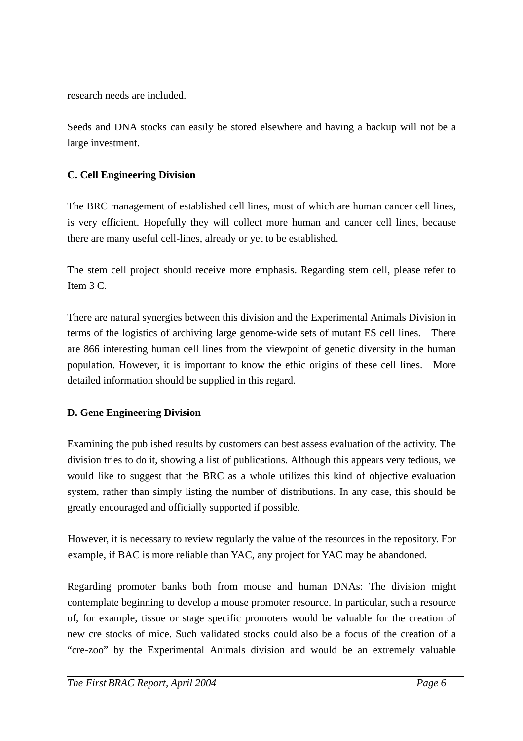research needs are included.

Seeds and DNA stocks can easily be stored elsewhere and having a backup will not be a large investment.

**C. Cell Engineering Division**

The BRC management of established cell lines, most of which are human cancer cell lines, is very efficient. Hopefully they will collect more human and cancer cell lines, because there are many useful cell-lines, already or yet to be established.

The stem cell project should receive more emphasis. Regarding stem cell, please refer to Item 3 C.

There are natural synergies between this division and the Experimental Animals Division in terms of the logistics of archiving large genome-wide sets of mutant ES cell lines. There are 866 interesting human cell lines from the viewpoint of genetic diversity in the human population. However, it is important to know the ethic origins of these cell lines. More detailed information should be supplied in this regard.

**D. Gene Engineering Division**

Examining the published results by customers can best assess evaluation of the activity. The division tries to do it, showing a list of publications. Although this appears very tedious, we would like to suggest that the BRC as a whole utilizes this kind of objective evaluation system, rather than simply listing the number of distributions. In any case, this should be greatly encouraged and officially supported if possible.

However, it is necessary to review regularly the value of the resources in the repository. For example, if BAC is more reliable than YAC, any project for YAC may be abandoned.

Regarding promoter banks both from mouse and human DNAs: The division might contemplate beginning to develop a mouse promoter resource. In particular, such a resource of, for example, tissue or stage specific promoters would be valuable for the creation of new cre stocks of mice. Such validated stocks could also be a focus of the creation of a "cre-zoo" by the Experimental Animals division and would be an extremely valuable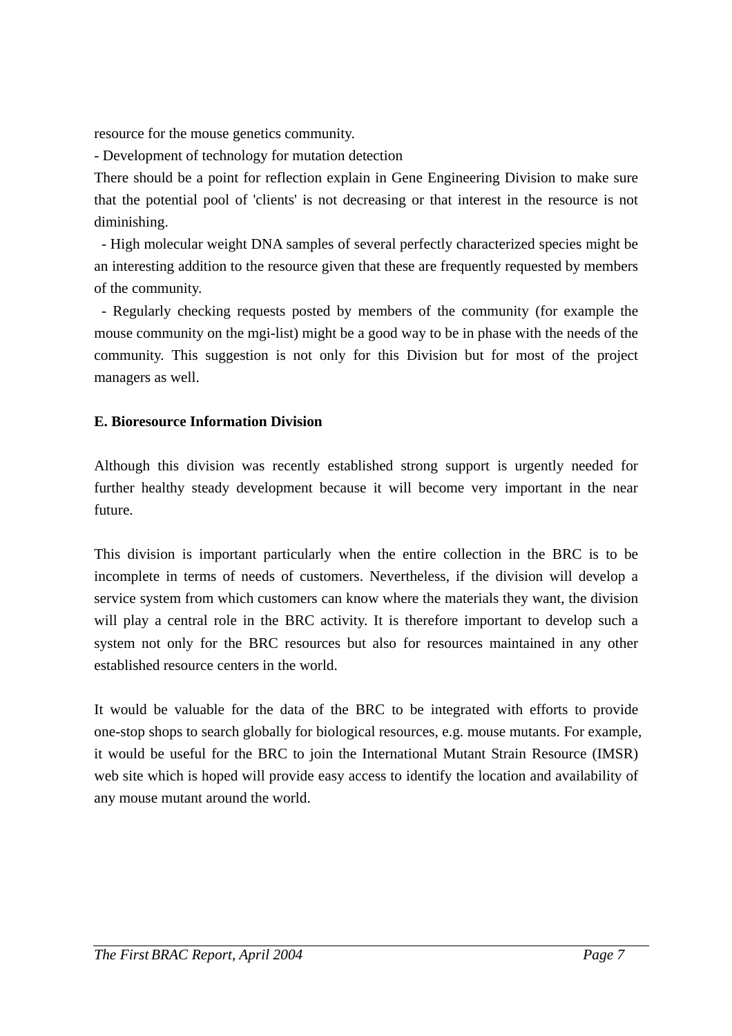resource for the mouse genetics community.

- Development of technology for mutation detection

There should be a point for reflection explain in Gene Engineering Division to make sure that the potential pool of 'clients' is not decreasing or that interest in the resource is not diminishing.

- High molecular weight DNA samples of several perfectly characterized species might be an interesting addition to the resource given that these are frequently requested by members of the community.
- Regularly checking requests posted by members of the community (for example the mouse community on the mgi-list) might be a good way to be in phase with the needs of the community. This suggestion is not only for this Division but for most of the project managers as well.

**E. Bioresource Information Division**

Although this division was recently established strong support is urgently needed for further healthy steady development because it will become very important in the near future.

This division is important particularly when the entire collection in the BRC is to be incomplete in terms of needs of customers. Nevertheless, if the division will develop a service system from which customers can know where the materials they want, the division will play a central role in the BRC activity. It is therefore important to develop such a system not only for the BRC resources but also for resources maintained in any other established resource centers in the world.

It would be valuable for the data of the BRC to be integrated with efforts to provide one-stop shops to search globally for biological resources, e.g. mouse mutants. For example, it would be useful for the BRC to join the International Mutant Strain Resource (IMSR) web site which is hoped will provide easy access to identify the location and availability of any mouse mutant around the world.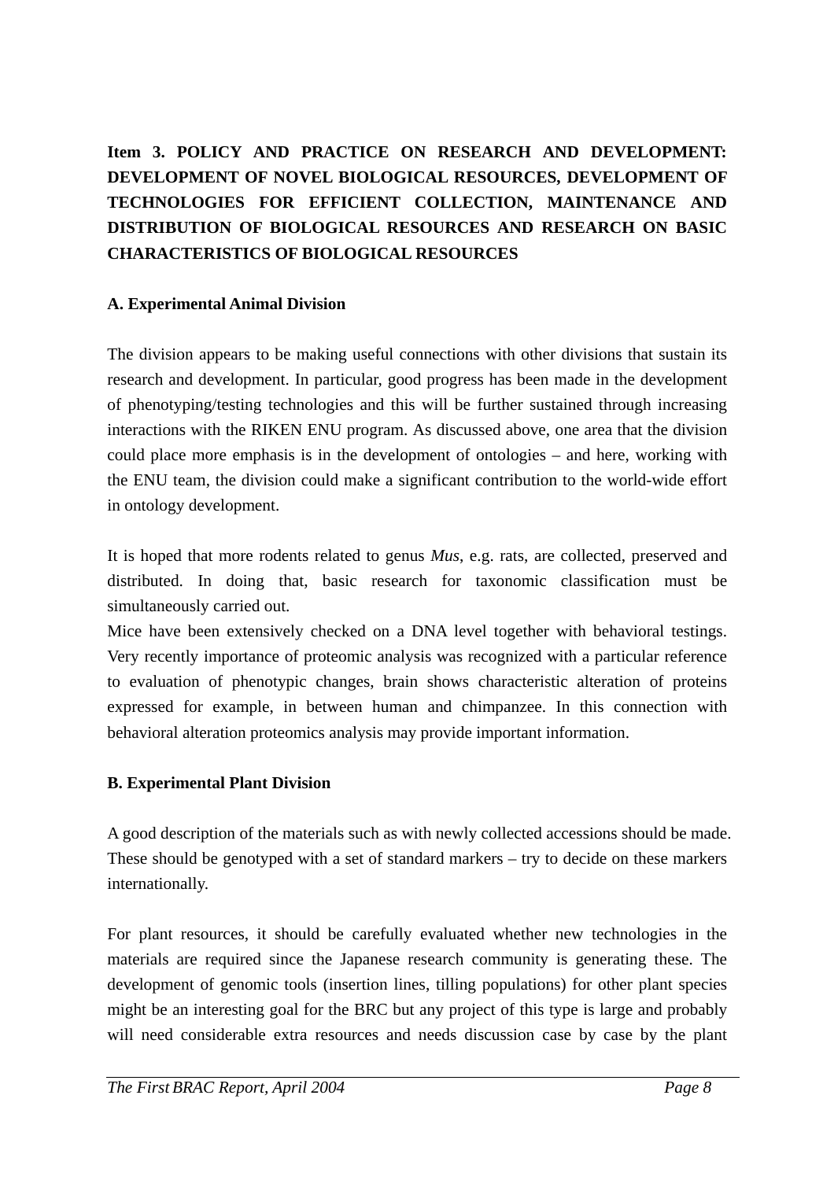**Item 3. POLICY AND PRACTICE ON RESEARCH AND DEVELOPMENT: DEVELOPMENT OF NOVEL BIOLOGICAL RESOURCES, DEVELOPMENT OF TECHNOLOGIES FOR EFFICIENT COLLECTION, MAINTENANCE AND DISTRIBUTION OF BIOLOGICAL RESOURCES AND RESEARCH ON BASIC CHARACTERISTICS OF BIOLOGICAL RESOURCES**

**A. Experimental Animal Division**

The division appears to be making useful connections with other divisions that sustain its research and development. In particular, good progress has been made in the development of phenotyping/testing technologies and this will be further sustained through increasing interactions with the RIKEN ENU program. As discussed above, one area that the division could place more emphasis is in the development of ontologies – and here, working with the ENU team, the division could make a significant contribution to the world-wide effort in ontology development.

It is hoped that more rodents related to genus *Mus*, e.g. rats, are collected, preserved and distributed. In doing that, basic research for taxonomic classification must be simultaneously carried out.
Mice have been extensively checked on a DNA level together with behavioral testings. Very recently importance of proteomic analysis was recognized with a particular reference to evaluation of phenotypic changes, brain shows characteristic alteration of proteins expressed for example, in between human and chimpanzee. In this connection with behavioral alteration proteomics analysis may provide important information.

**B. Experimental Plant Division**

A good description of the materials such as with newly collected accessions should be made. These should be genotyped with a set of standard markers – try to decide on these markers internationally.

For plant resources, it should be carefully evaluated whether new technologies in the materials are required since the Japanese research community is generating these. The development of genomic tools (insertion lines, tilling populations) for other plant species might be an interesting goal for the BRC but any project of this type is large and probably will need considerable extra resources and needs discussion case by case by the plant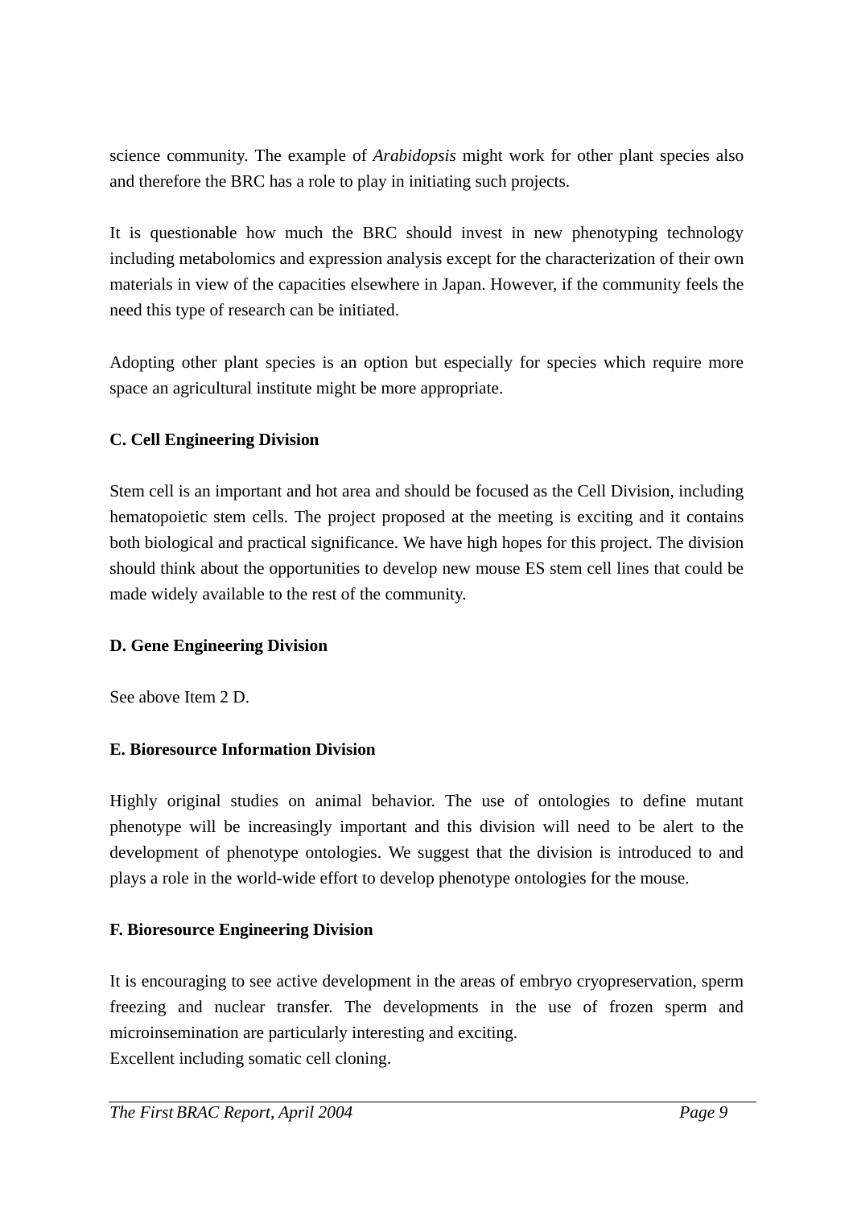science community. The example of *Arabidopsis* might work for other plant species also and therefore the BRC has a role to play in initiating such projects.

It is questionable how much the BRC should invest in new phenotyping technology including metabolomics and expression analysis except for the characterization of their own materials in view of the capacities elsewhere in Japan. However, if the community feels the need this type of research can be initiated.

Adopting other plant species is an option but especially for species which require more space an agricultural institute might be more appropriate.

**C. Cell Engineering Division**

Stem cell is an important and hot area and should be focused as the Cell Division, including hematopoietic stem cells. The project proposed at the meeting is exciting and it contains both biological and practical significance. We have high hopes for this project. The division should think about the opportunities to develop new mouse ES stem cell lines that could be made widely available to the rest of the community.

**D. Gene Engineering Division**

See above Item 2 D.

**E. Bioresource Information Division**

Highly original studies on animal behavior. The use of ontologies to define mutant phenotype will be increasingly important and this division will need to be alert to the development of phenotype ontologies. We suggest that the division is introduced to and plays a role in the world-wide effort to develop phenotype ontologies for the mouse.

**F. Bioresource Engineering Division**

It is encouraging to see active development in the areas of embryo cryopreservation, sperm freezing and nuclear transfer. The developments in the use of frozen sperm and microinsemination are particularly interesting and exciting.
Excellent including somatic cell cloning.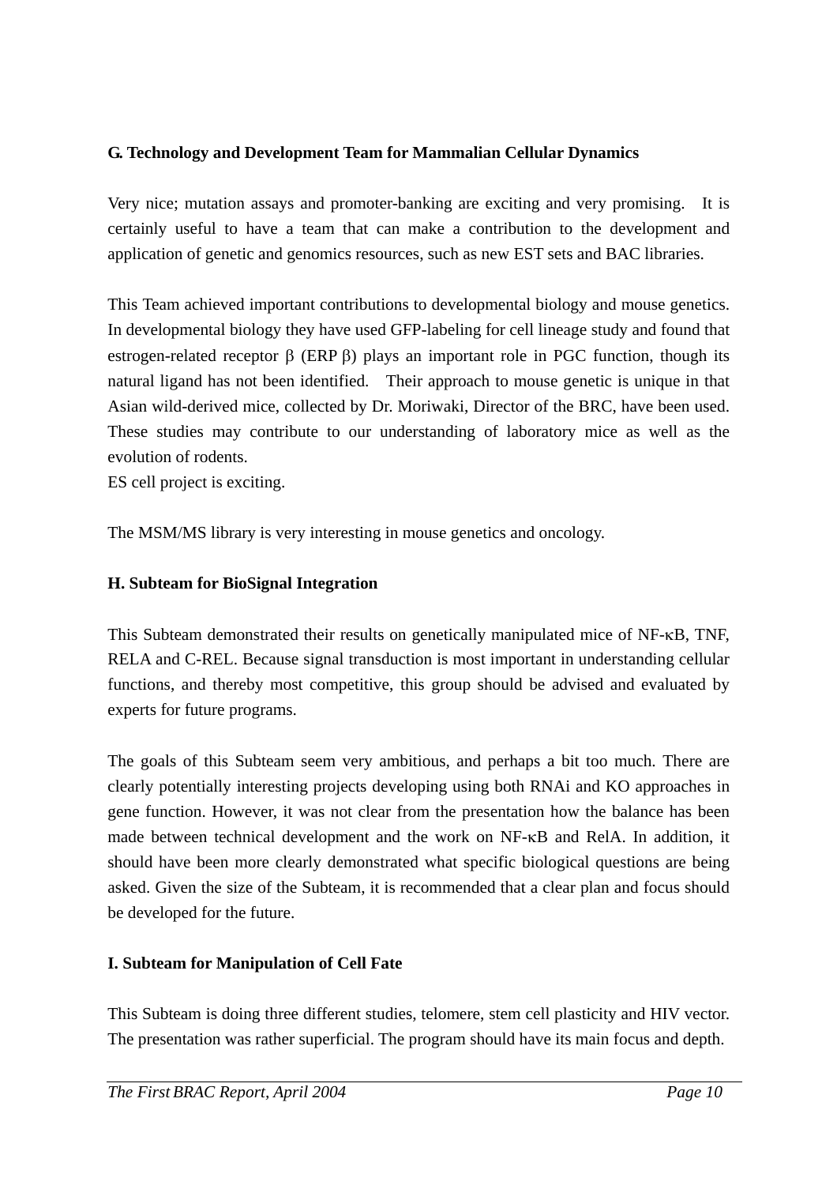**G. Technology and Development Team for Mammalian Cellular Dynamics**

Very nice; mutation assays and promoter-banking are exciting and very promising. It is certainly useful to have a team that can make a contribution to the development and application of genetic and genomics resources, such as new EST sets and BAC libraries.

This Team achieved important contributions to developmental biology and mouse genetics. In developmental biology they have used GFP-labeling for cell lineage study and found that estrogen-related receptor β (ERP β) plays an important role in PGC function, though its natural ligand has not been identified. Their approach to mouse genetic is unique in that Asian wild-derived mice, collected by Dr. Moriwaki, Director of the BRC, have been used. These studies may contribute to our understanding of laboratory mice as well as the evolution of rodents.
ES cell project is exciting.

The MSM/MS library is very interesting in mouse genetics and oncology.

**H. Subteam for BioSignal Integration**

This Subteam demonstrated their results on genetically manipulated mice of NF-κB, TNF, RELA and C-REL. Because signal transduction is most important in understanding cellular functions, and thereby most competitive, this group should be advised and evaluated by experts for future programs.

The goals of this Subteam seem very ambitious, and perhaps a bit too much. There are clearly potentially interesting projects developing using both RNAi and KO approaches in gene function. However, it was not clear from the presentation how the balance has been made between technical development and the work on NF-κB and RelA. In addition, it should have been more clearly demonstrated what specific biological questions are being asked. Given the size of the Subteam, it is recommended that a clear plan and focus should be developed for the future.

**I. Subteam for Manipulation of Cell Fate**

This Subteam is doing three different studies, telomere, stem cell plasticity and HIV vector. The presentation was rather superficial. The program should have its main focus and depth.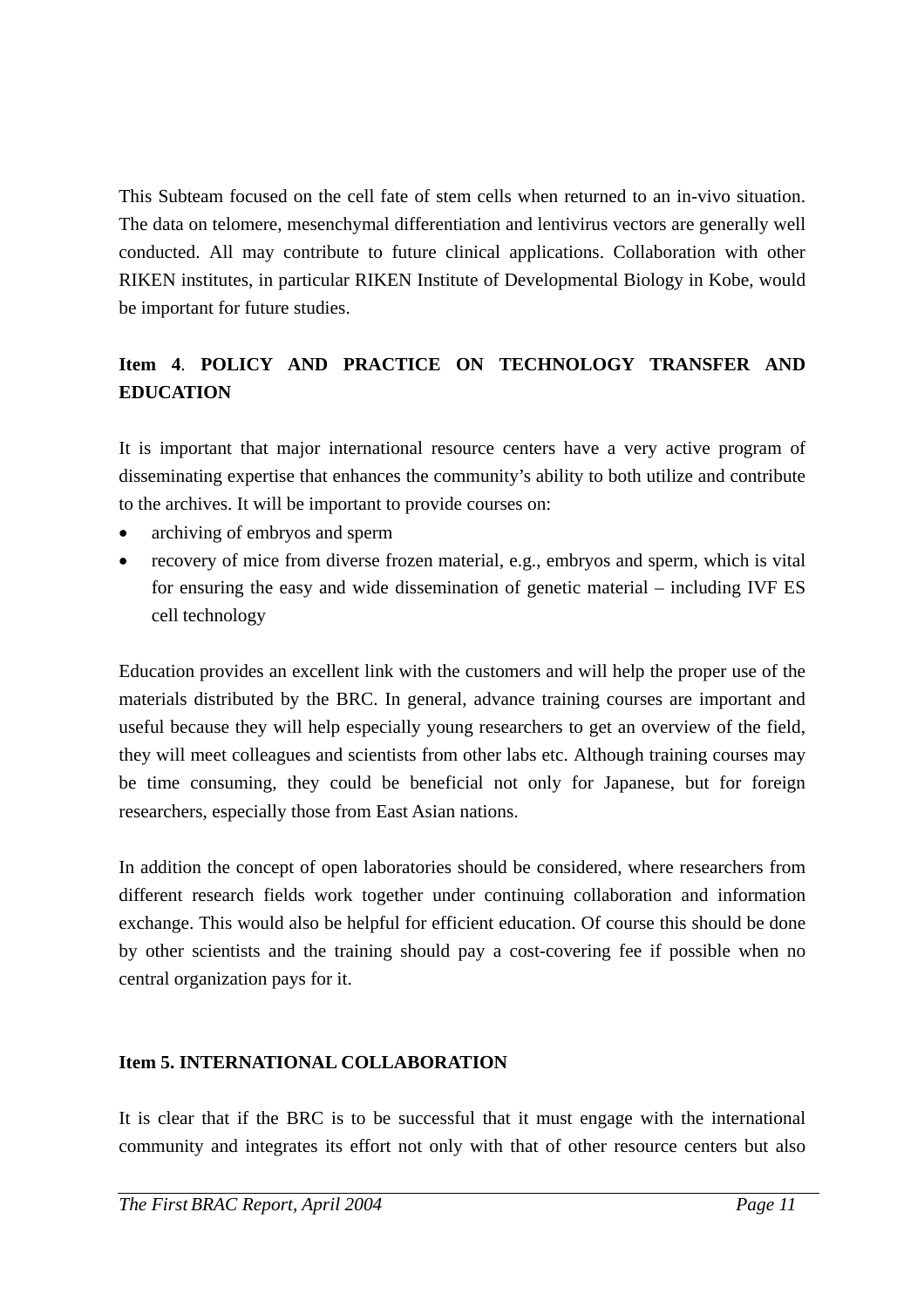This Subteam focused on the cell fate of stem cells when returned to an in-vivo situation. The data on telomere, mesenchymal differentiation and lentivirus vectors are generally well conducted. All may contribute to future clinical applications. Collaboration with other RIKEN institutes, in particular RIKEN Institute of Developmental Biology in Kobe, would be important for future studies.

**Item 4**. **POLICY AND PRACTICE ON TECHNOLOGY TRANSFER AND EDUCATION**

It is important that major international resource centers have a very active program of disseminating expertise that enhances the community's ability to both utilize and contribute to the archives. It will be important to provide courses on:

- archiving of embryos and sperm
- recovery of mice from diverse frozen material, e.g., embryos and sperm, which is vital for ensuring the easy and wide dissemination of genetic material – including IVF ES cell technology

Education provides an excellent link with the customers and will help the proper use of the materials distributed by the BRC. In general, advance training courses are important and useful because they will help especially young researchers to get an overview of the field, they will meet colleagues and scientists from other labs etc. Although training courses may be time consuming, they could be beneficial not only for Japanese, but for foreign researchers, especially those from East Asian nations.

In addition the concept of open laboratories should be considered, where researchers from different research fields work together under continuing collaboration and information exchange. This would also be helpful for efficient education. Of course this should be done by other scientists and the training should pay a cost-covering fee if possible when no central organization pays for it.

**Item 5. INTERNATIONAL COLLABORATION**

It is clear that if the BRC is to be successful that it must engage with the international community and integrates its effort not only with that of other resource centers but also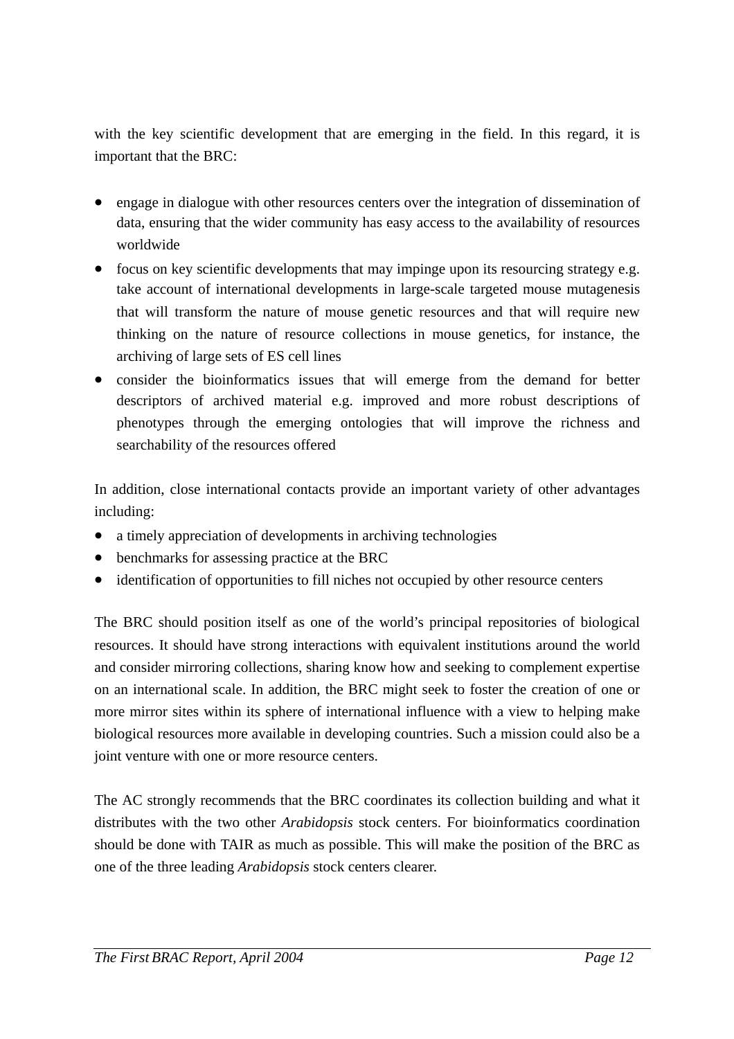with the key scientific development that are emerging in the field. In this regard, it is important that the BRC:

- engage in dialogue with other resources centers over the integration of dissemination of data, ensuring that the wider community has easy access to the availability of resources worldwide
- focus on key scientific developments that may impinge upon its resourcing strategy e.g. take account of international developments in large-scale targeted mouse mutagenesis that will transform the nature of mouse genetic resources and that will require new thinking on the nature of resource collections in mouse genetics, for instance, the archiving of large sets of ES cell lines
- consider the bioinformatics issues that will emerge from the demand for better descriptors of archived material e.g. improved and more robust descriptions of phenotypes through the emerging ontologies that will improve the richness and searchability of the resources offered

In addition, close international contacts provide an important variety of other advantages including:

- a timely appreciation of developments in archiving technologies
- benchmarks for assessing practice at the BRC
- identification of opportunities to fill niches not occupied by other resource centers

The BRC should position itself as one of the world's principal repositories of biological resources. It should have strong interactions with equivalent institutions around the world and consider mirroring collections, sharing know how and seeking to complement expertise on an international scale. In addition, the BRC might seek to foster the creation of one or more mirror sites within its sphere of international influence with a view to helping make biological resources more available in developing countries. Such a mission could also be a joint venture with one or more resource centers.

The AC strongly recommends that the BRC coordinates its collection building and what it distributes with the two other *Arabidopsis* stock centers. For bioinformatics coordination should be done with TAIR as much as possible. This will make the position of the BRC as one of the three leading *Arabidopsis* stock centers clearer.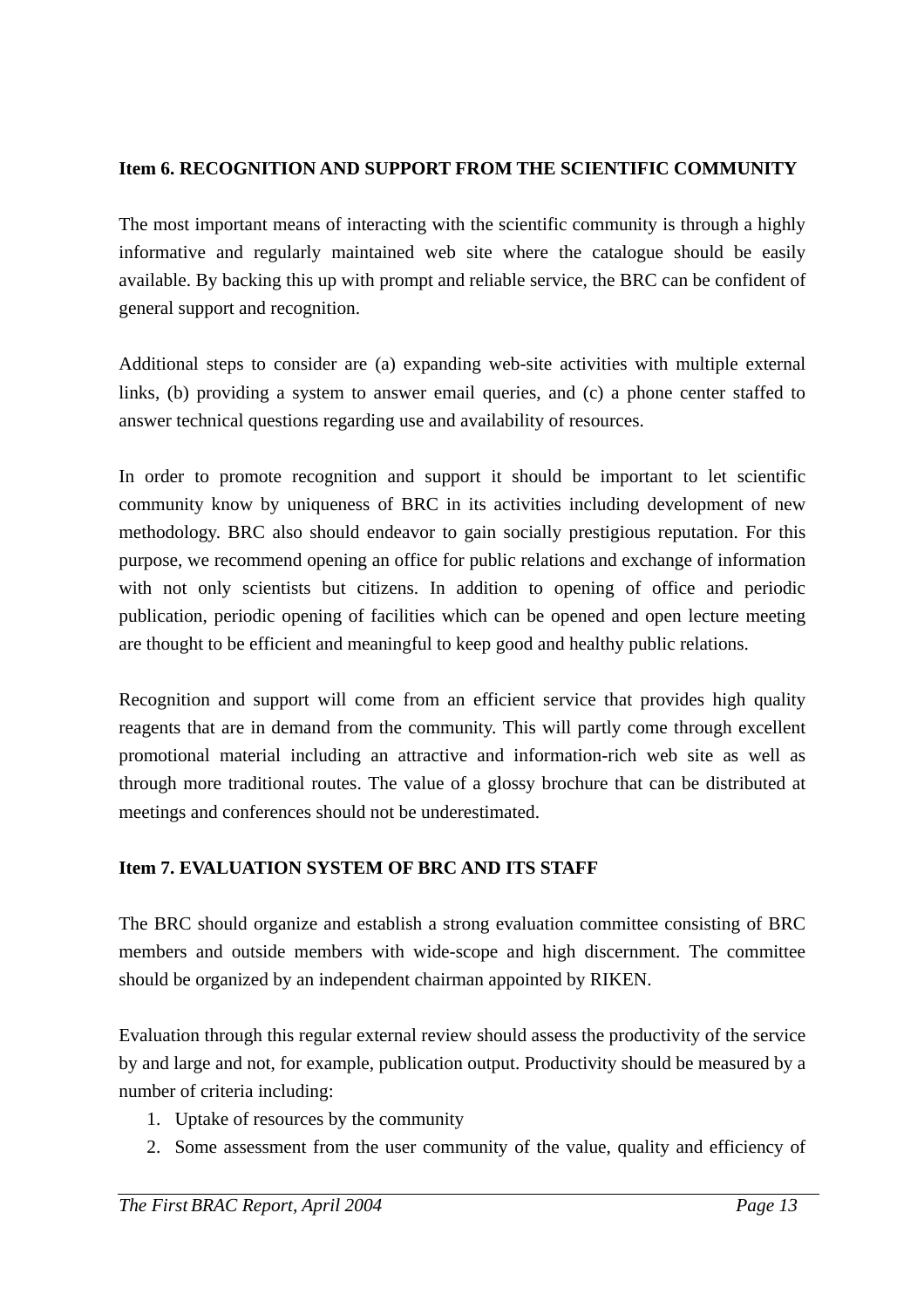**Item 6. RECOGNITION AND SUPPORT FROM THE SCIENTIFIC COMMUNITY**

The most important means of interacting with the scientific community is through a highly informative and regularly maintained web site where the catalogue should be easily available. By backing this up with prompt and reliable service, the BRC can be confident of general support and recognition.

Additional steps to consider are (a) expanding web-site activities with multiple external links, (b) providing a system to answer email queries, and (c) a phone center staffed to answer technical questions regarding use and availability of resources.

In order to promote recognition and support it should be important to let scientific community know by uniqueness of BRC in its activities including development of new methodology. BRC also should endeavor to gain socially prestigious reputation. For this purpose, we recommend opening an office for public relations and exchange of information with not only scientists but citizens. In addition to opening of office and periodic publication, periodic opening of facilities which can be opened and open lecture meeting are thought to be efficient and meaningful to keep good and healthy public relations.

Recognition and support will come from an efficient service that provides high quality reagents that are in demand from the community. This will partly come through excellent promotional material including an attractive and information-rich web site as well as through more traditional routes. The value of a glossy brochure that can be distributed at meetings and conferences should not be underestimated.

**Item 7. EVALUATION SYSTEM OF BRC AND ITS STAFF**

The BRC should organize and establish a strong evaluation committee consisting of BRC members and outside members with wide-scope and high discernment. The committee should be organized by an independent chairman appointed by RIKEN.

Evaluation through this regular external review should assess the productivity of the service by and large and not, for example, publication output. Productivity should be measured by a number of criteria including:

1. Uptake of resources by the community
2. Some assessment from the user community of the value, quality and efficiency of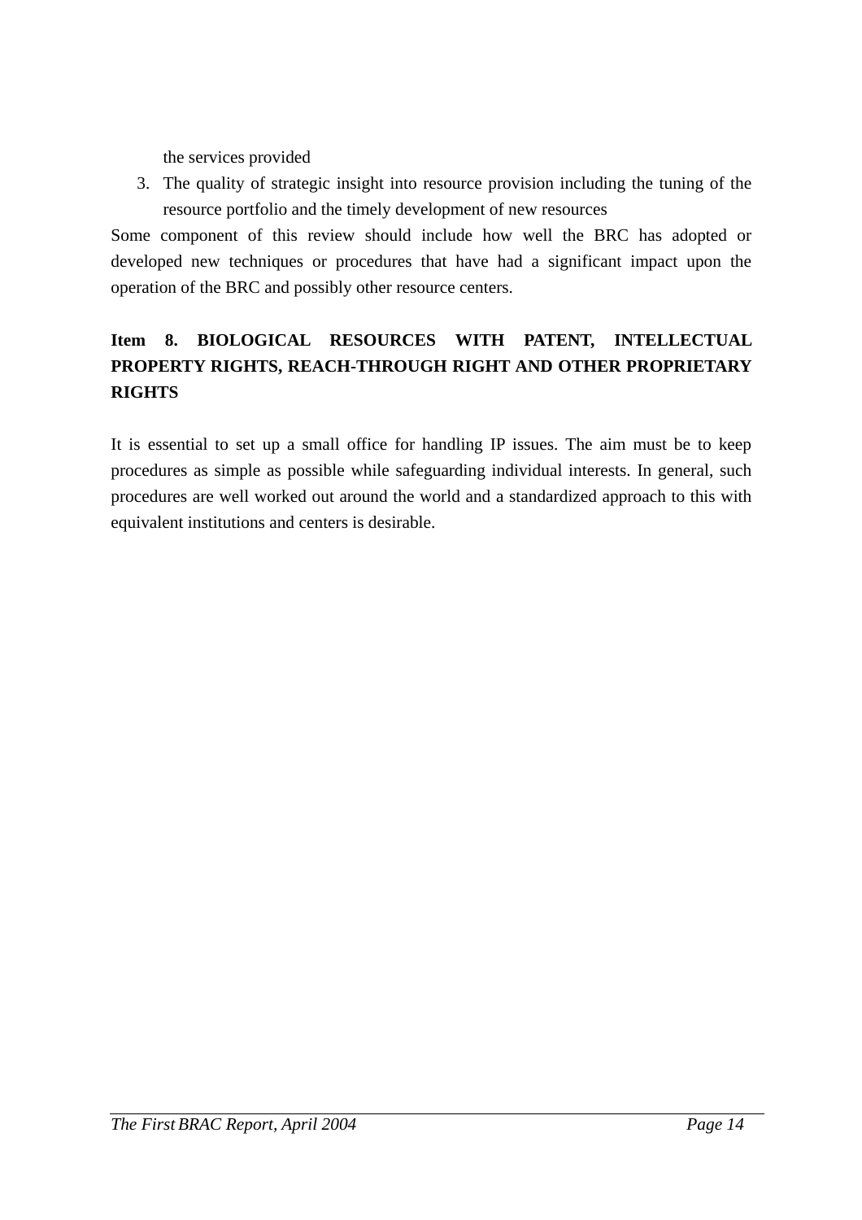the services provided

3. The quality of strategic insight into resource provision including the tuning of the resource portfolio and the timely development of new resources

Some component of this review should include how well the BRC has adopted or developed new techniques or procedures that have had a significant impact upon the operation of the BRC and possibly other resource centers.

**Item 8. BIOLOGICAL RESOURCES WITH PATENT, INTELLECTUAL PROPERTY RIGHTS, REACH-THROUGH RIGHT AND OTHER PROPRIETARY RIGHTS**

It is essential to set up a small office for handling IP issues. The aim must be to keep procedures as simple as possible while safeguarding individual interests. In general, such procedures are well worked out around the world and a standardized approach to this with equivalent institutions and centers is desirable.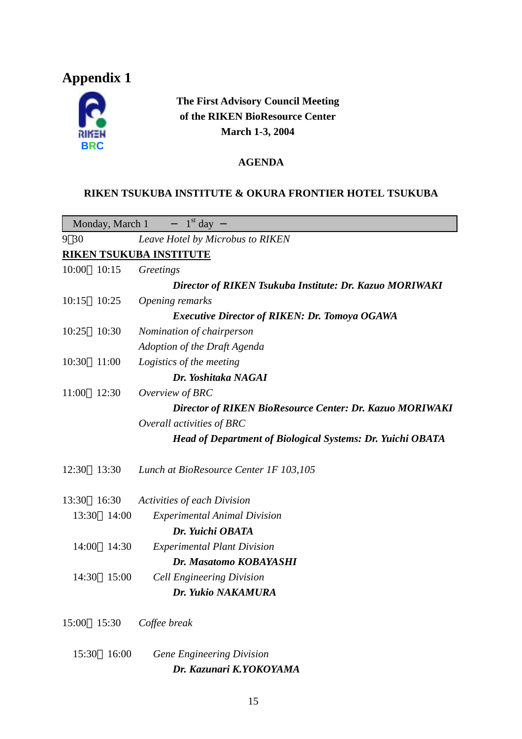# Appendix 1

**The First Advisory Council Meeting**
**of the RIKEN BioResource Center**
**March 1-3, 2004**

**AGENDA**

**RIKEN TSUKUBA INSTITUTE & OKURA FRONTIER HOTEL TSUKUBA**

| Monday, March 1 | − 1st day − |
|---|---|
| 9:30 | *Leave Hotel by Microbus to RIKEN* |

**RIKEN TSUKUBA INSTITUTE**

10:00–10:15 *Greetings*

***Director of RIKEN Tsukuba Institute: Dr. Kazuo MORIWAKI***

10:15–10:25 *Opening remarks*

***Executive Director of RIKEN: Dr. Tomoya OGAWA***

10:25–10:30 *Nomination of chairperson*

*Adoption of the Draft Agenda*

10:30–11:00 *Logistics of the meeting*

***Dr. Yoshitaka NAGAI***

11:00–12:30 *Overview of BRC*

***Director of RIKEN BioResource Center: Dr. Kazuo MORIWAKI***

*Overall activities of BRC*

***Head of Department of Biological Systems: Dr. Yuichi OBATA***

12:30–13:30 *Lunch at BioResource Center 1F 103,105*

13:30–16:30 *Activities of each Division*

- 13:30–14:00 *Experimental Animal Division*
  ***Dr. Yuichi OBATA***
- 14:00–14:30 *Experimental Plant Division*
  ***Dr. Masatomo KOBAYASHI***
- 14:30–15:00 *Cell Engineering Division*
  ***Dr. Yukio NAKAMURA***

15:00–15:30 *Coffee break*

- 15:30–16:00 *Gene Engineering Division*
  ***Dr. Kazunari K.YOKOYAMA***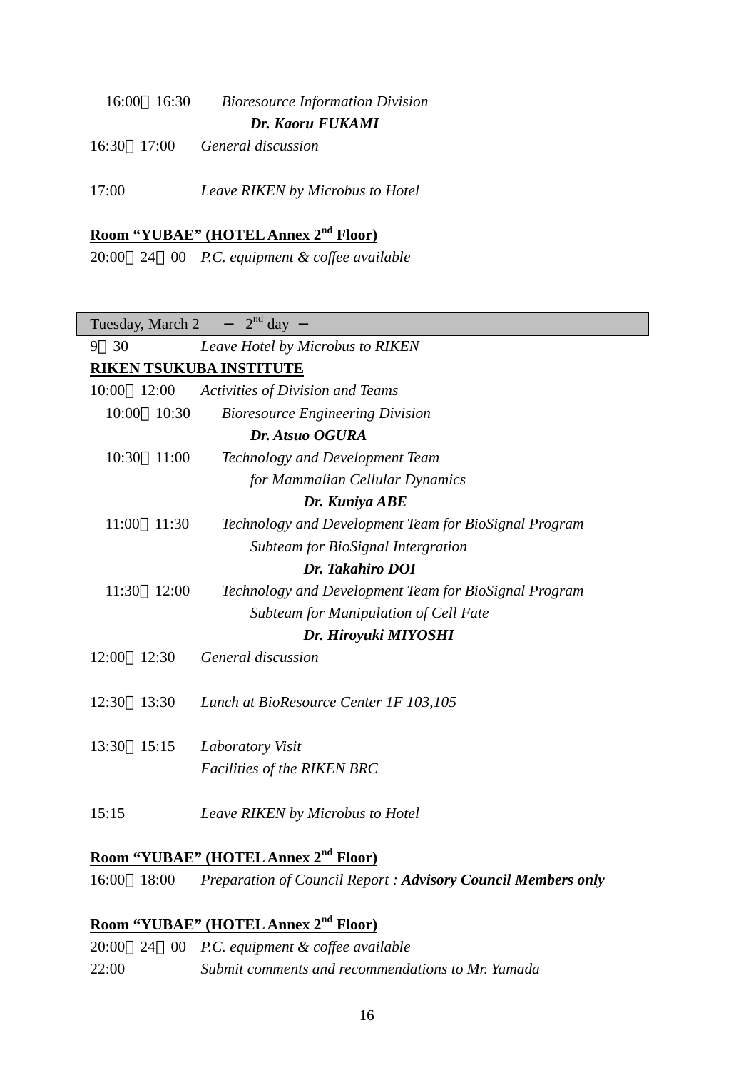16:00～16:30 *Bioresource Information Division*

***Dr. Kaoru FUKAMI***

16:30～17:00 *General discussion*

17:00 *Leave RIKEN by Microbus to Hotel*

**<u>Room "YUBAE" (HOTEL Annex 2nd Floor)</u>**

20:00～24：00 *P.C. equipment & coffee available*

| Tuesday, March 2 − 2nd day − |
|---|

9：30 *Leave Hotel by Microbus to RIKEN*

**<u>RIKEN TSUKUBA INSTITUTE</u>**

10:00～12:00 *Activities of Division and Teams*

10:00～10:30 *Bioresource Engineering Division*

***Dr. Atsuo OGURA***

10:30～11:00 *Technology and Development Team for Mammalian Cellular Dynamics*

***Dr. Kuniya ABE***

11:00～11:30 *Technology and Development Team for BioSignal Program Subteam for BioSignal Intergration*

***Dr. Takahiro DOI***

11:30～12:00 *Technology and Development Team for BioSignal Program Subteam for Manipulation of Cell Fate*

***Dr. Hiroyuki MIYOSHI***

12:00～12:30 *General discussion*

12:30～13:30 *Lunch at BioResource Center 1F 103,105*

13:30～15:15 *Laboratory Visit*
*Facilities of the RIKEN BRC*

15:15 *Leave RIKEN by Microbus to Hotel*

**<u>Room "YUBAE" (HOTEL Annex 2nd Floor)</u>**

16:00～18:00 *Preparation of Council Report :* ***Advisory Council Members only***

**<u>Room "YUBAE" (HOTEL Annex 2nd Floor)</u>**

20:00～24：00 *P.C. equipment & coffee available*

22:00 *Submit comments and recommendations to Mr. Yamada*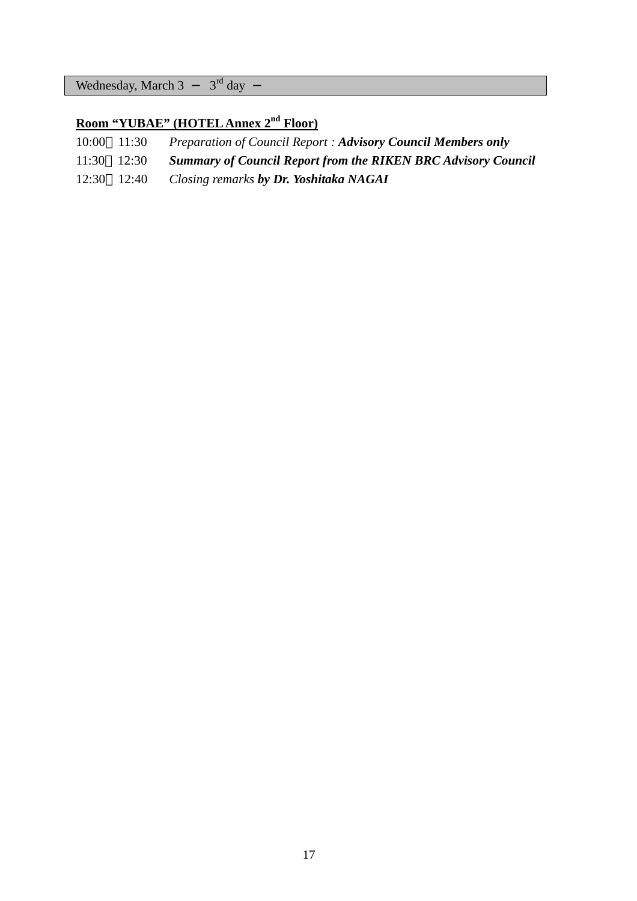Wednesday, March 3 － 3rd day －

**Room "YUBAE" (HOTEL Annex 2nd Floor)**

10:00－11:30 *Preparation of Council Report :* ***Advisory Council Members only***

11:30－12:30 ***Summary of Council Report from the RIKEN BRC Advisory Council***

12:30－12:40 *Closing remarks* ***by Dr. Yoshitaka NAGAI***